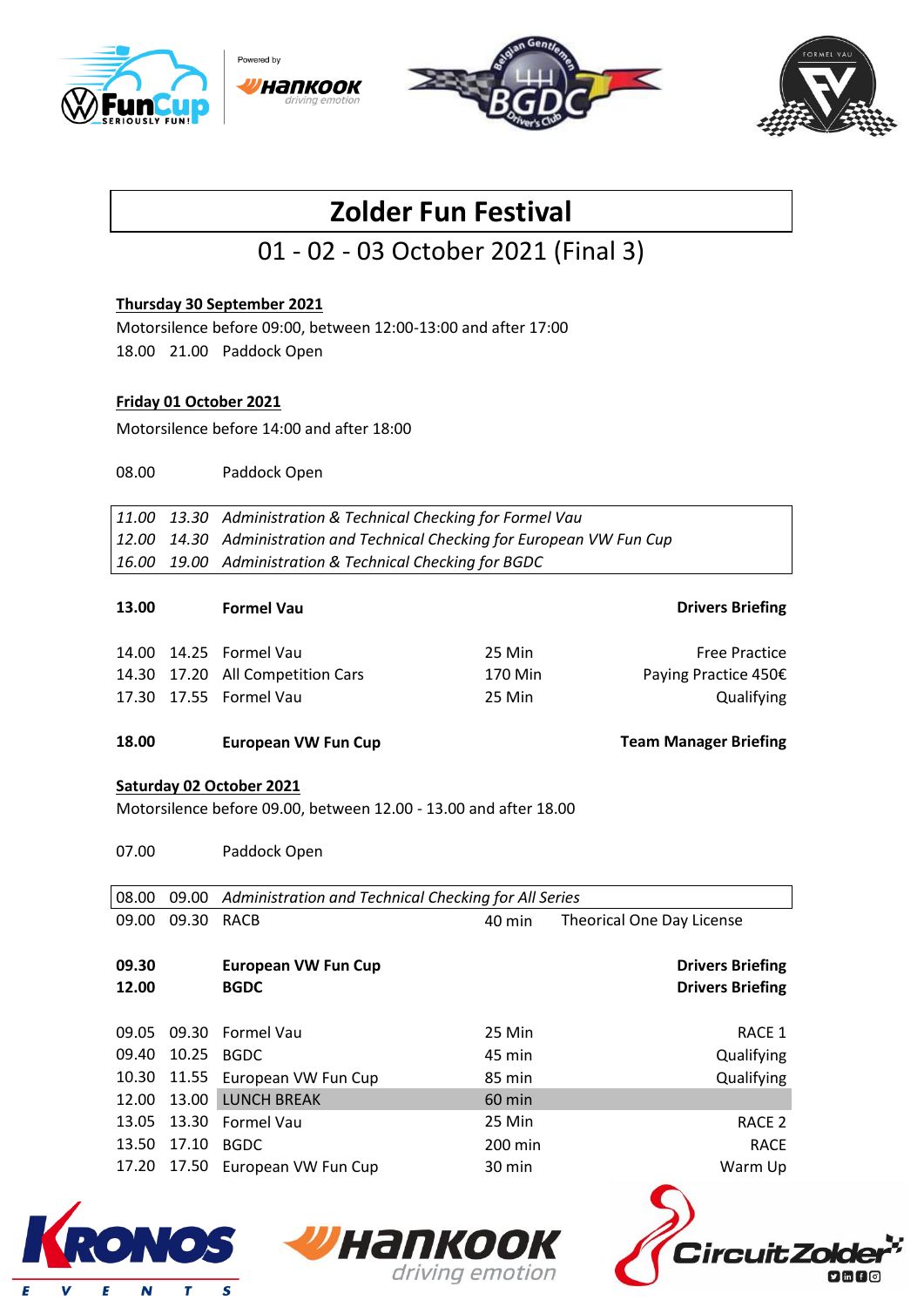# Zolder Fun Festival

## 01 - 02 - 03 October 2021 (Final 3)

**Thursday 30 September 2021**

Motorsilence before 09:00, between 12:00-13:00 and after 17:00

18.00 21.00 Paddock Open

**Friday 01 October 2021**

Motorsilence before 14:00 and after 18:00

08.00 Paddock Open

| | | | | |
|---|---|---|---|---|
| *11.00* | *13.30* | *Administration & Technical Checking for Formel Vau* | | |
| *12.00* | *14.30* | *Administration and Technical Checking for European VW Fun Cup* | | |
| *16.00* | *19.00* | *Administration & Technical Checking for BGDC* | | |
| **13.00** | | **Formel Vau** | | **Drivers Briefing** |
| 14.00 | 14.25 | Formel Vau | 25 Min | Free Practice |
| 14.30 | 17.20 | All Competition Cars | 170 Min | Paying Practice 450€ |
| 17.30 | 17.55 | Formel Vau | 25 Min | Qualifying |
| **18.00** | | **European VW Fun Cup** | | **Team Manager Briefing** |

**Saturday 02 October 2021**

Motorsilence before 09.00, between 12.00 - 13.00 and after 18.00

07.00 Paddock Open

| | | | | |
|---|---|---|---|---|
| 08.00 | 09.00 | *Administration and Technical Checking for All Series* | | |
| 09.00 | 09.30 | RACB | 40 min | Theorical One Day License |
| **09.30** | | **European VW Fun Cup** | | **Drivers Briefing** |
| **12.00** | | **BGDC** | | **Drivers Briefing** |
| 09.05 | 09.30 | Formel Vau | 25 Min | RACE 1 |
| 09.40 | 10.25 | BGDC | 45 min | Qualifying |
| 10.30 | 11.55 | European VW Fun Cup | 85 min | Qualifying |
| 12.00 | 13.00 | LUNCH BREAK | 60 min | |
| 13.05 | 13.30 | Formel Vau | 25 Min | RACE 2 |
| 13.50 | 17.10 | BGDC | 200 min | RACE |
| 17.20 | 17.50 | European VW Fun Cup | 30 min | Warm Up |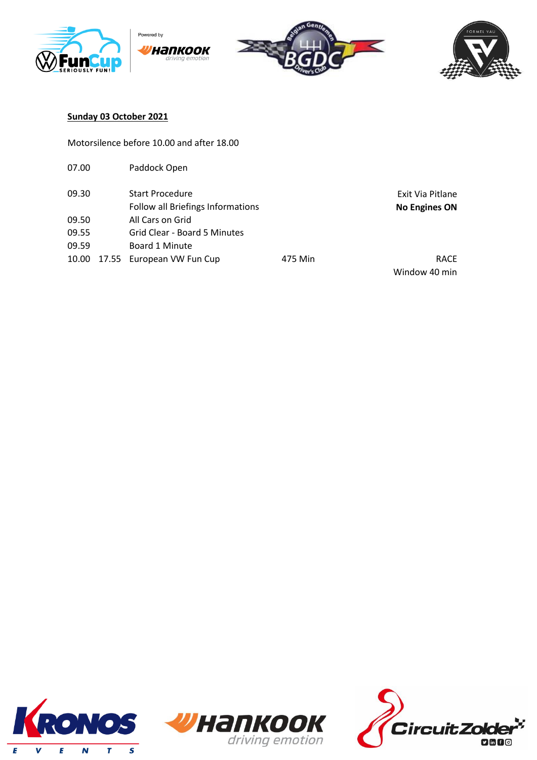**Sunday 03 October 2021**

Motorsilence before 10.00 and after 18.00

| | | | | |
|---|---|---|---|---|
| 07.00 | | Paddock Open | | |
| 09.30 | | Start Procedure<br>Follow all Briefings Informations | | Exit Via Pitlane<br>**No Engines ON** |
| 09.50 | | All Cars on Grid | | |
| 09.55 | | Grid Clear - Board 5 Minutes | | |
| 09.59 | | Board 1 Minute | | |
| 10.00 | 17.55 | European VW Fun Cup | 475 Min | RACE<br>Window 40 min |